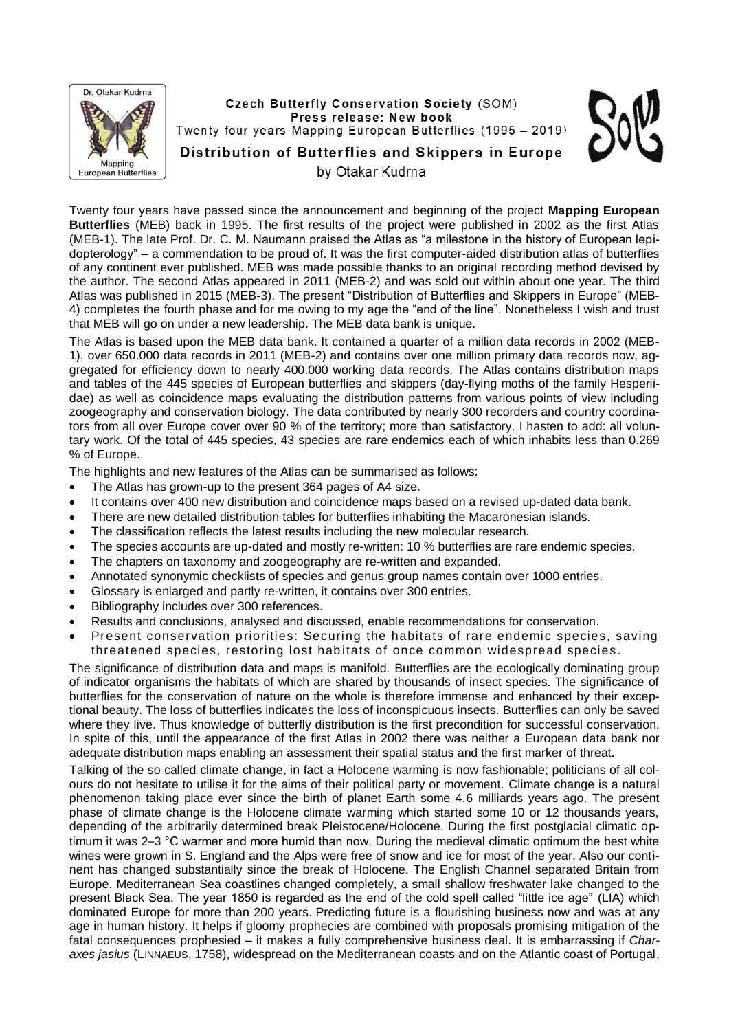Czech Butterfly Conservation Society (SOM)
Press release: New book
Twenty four years Mapping European Butterflies (1995 – 2019)

# Distribution of Butterflies and Skippers in Europe

by Otakar Kudrna

Twenty four years have passed since the announcement and beginning of the project **Mapping European Butterflies** (MEB) back in 1995. The first results of the project were published in 2002 as the first Atlas (MEB-1). The late Prof. Dr. C. M. Naumann praised the Atlas as "a milestone in the history of European lepidopterology" – a commendation to be proud of. It was the first computer-aided distribution atlas of butterflies of any continent ever published. MEB was made possible thanks to an original recording method devised by the author. The second Atlas appeared in 2011 (MEB-2) and was sold out within about one year. The third Atlas was published in 2015 (MEB-3). The present "Distribution of Butterflies and Skippers in Europe" (MEB-4) completes the fourth phase and for me owing to my age the "end of the line". Nonetheless I wish and trust that MEB will go on under a new leadership. The MEB data bank is unique.

The Atlas is based upon the MEB data bank. It contained a quarter of a million data records in 2002 (MEB-1), over 650.000 data records in 2011 (MEB-2) and contains over one million primary data records now, aggregated for efficiency down to nearly 400.000 working data records. The Atlas contains distribution maps and tables of the 445 species of European butterflies and skippers (day-flying moths of the family Hesperiidae) as well as coincidence maps evaluating the distribution patterns from various points of view including zoogeography and conservation biology. The data contributed by nearly 300 recorders and country coordinators from all over Europe cover over 90 % of the territory; more than satisfactory. I hasten to add: all voluntary work. Of the total of 445 species, 43 species are rare endemics each of which inhabits less than 0.269 % of Europe.

The highlights and new features of the Atlas can be summarised as follows:

- The Atlas has grown-up to the present 364 pages of A4 size.
- It contains over 400 new distribution and coincidence maps based on a revised up-dated data bank.
- There are new detailed distribution tables for butterflies inhabiting the Macaronesian islands.
- The classification reflects the latest results including the new molecular research.
- The species accounts are up-dated and mostly re-written: 10 % butterflies are rare endemic species.
- The chapters on taxonomy and zoogeography are re-written and expanded.
- Annotated synonymic checklists of species and genus group names contain over 1000 entries.
- Glossary is enlarged and partly re-written, it contains over 300 entries.
- Bibliography includes over 300 references.
- Results and conclusions, analysed and discussed, enable recommendations for conservation.
- Present conservation priorities: Securing the habitats of rare endemic species, saving threatened species, restoring lost habitats of once common widespread species.

The significance of distribution data and maps is manifold. Butterflies are the ecologically dominating group of indicator organisms the habitats of which are shared by thousands of insect species. The significance of butterflies for the conservation of nature on the whole is therefore immense and enhanced by their exceptional beauty. The loss of butterflies indicates the loss of inconspicuous insects. Butterflies can only be saved where they live. Thus knowledge of butterfly distribution is the first precondition for successful conservation. In spite of this, until the appearance of the first Atlas in 2002 there was neither a European data bank nor adequate distribution maps enabling an assessment their spatial status and the first marker of threat.

Talking of the so called climate change, in fact a Holocene warming is now fashionable; politicians of all colours do not hesitate to utilise it for the aims of their political party or movement. Climate change is a natural phenomenon taking place ever since the birth of planet Earth some 4.6 milliards years ago. The present phase of climate change is the Holocene climate warming which started some 10 or 12 thousands years, depending of the arbitrarily determined break Pleistocene/Holocene. During the first postglacial climatic optimum it was 2–3 °C warmer and more humid than now. During the medieval climatic optimum the best white wines were grown in S. England and the Alps were free of snow and ice for most of the year. Also our continent has changed substantially since the break of Holocene. The English Channel separated Britain from Europe. Mediterranean Sea coastlines changed completely, a small shallow freshwater lake changed to the present Black Sea. The year 1850 is regarded as the end of the cold spell called "little ice age" (LIA) which dominated Europe for more than 200 years. Predicting future is a flourishing business now and was at any age in human history. It helps if gloomy prophecies are combined with proposals promising mitigation of the fatal consequences prophesied – it makes a fully comprehensive business deal. It is embarrassing if *Charaxes jasius* (LINNAEUS, 1758), widespread on the Mediterranean coasts and on the Atlantic coast of Portugal,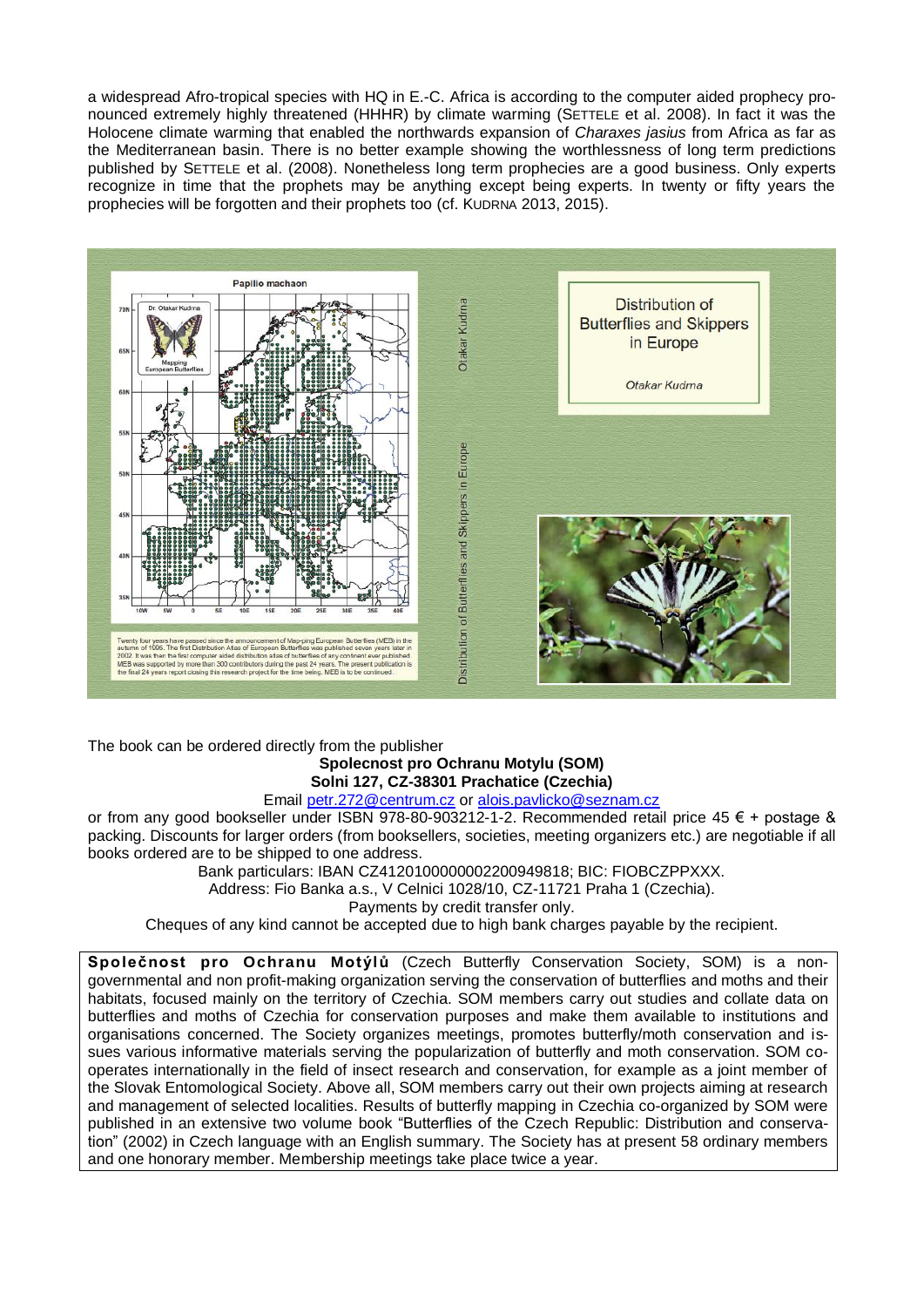a widespread Afro-tropical species with HQ in E.-C. Africa is according to the computer aided prophecy pronounced extremely highly threatened (HHHR) by climate warming (SETTELE et al. 2008). In fact it was the Holocene climate warming that enabled the northwards expansion of *Charaxes jasius* from Africa as far as the Mediterranean basin. There is no better example showing the worthlessness of long term predictions published by SETTELE et al. (2008). Nonetheless long term prophecies are a good business. Only experts recognize in time that the prophets may be anything except being experts. In twenty or fifty years the prophecies will be forgotten and their prophets too (cf. KUDRNA 2013, 2015).

The book can be ordered directly from the publisher

**Spolecnost pro Ochranu Motylu (SOM)**
**Solni 127, CZ-38301 Prachatice (Czechia)**

Email petr.272@centrum.cz or alois.pavlicko@seznam.cz

or from any good bookseller under ISBN 978-80-903212-1-2. Recommended retail price 45 € + postage & packing. Discounts for larger orders (from booksellers, societies, meeting organizers etc.) are negotiable if all books ordered are to be shipped to one address.

Bank particulars: IBAN CZ4120100000002200949818; BIC: FIOBCZPPXXX.
Address: Fio Banka a.s., V Celnici 1028/10, CZ-11721 Praha 1 (Czechia).
Payments by credit transfer only.
Cheques of any kind cannot be accepted due to high bank charges payable by the recipient.

**Společnost pro Ochranu Motýlů** (Czech Butterfly Conservation Society, SOM) is a non-governmental and non profit-making organization serving the conservation of butterflies and moths and their habitats, focused mainly on the territory of Czechia. SOM members carry out studies and collate data on butterflies and moths of Czechia for conservation purposes and make them available to institutions and organisations concerned. The Society organizes meetings, promotes butterfly/moth conservation and issues various informative materials serving the popularization of butterfly and moth conservation. SOM co-operates internationally in the field of insect research and conservation, for example as a joint member of the Slovak Entomological Society. Above all, SOM members carry out their own projects aiming at research and management of selected localities. Results of butterfly mapping in Czechia co-organized by SOM were published in an extensive two volume book "Butterflies of the Czech Republic: Distribution and conservation" (2002) in Czech language with an English summary. The Society has at present 58 ordinary members and one honorary member. Membership meetings take place twice a year.